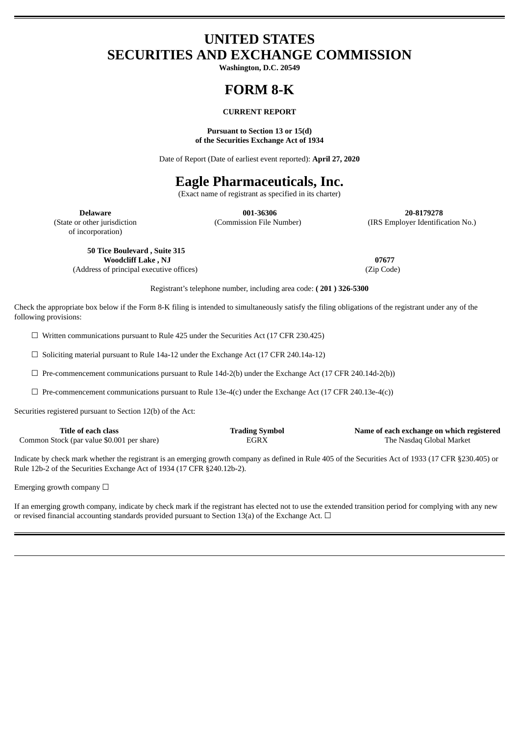# UNITED STATES
# SECURITIES AND EXCHANGE COMMISSION

**Washington, D.C. 20549**

# FORM 8-K

**CURRENT REPORT**

**Pursuant to Section 13 or 15(d)**
**of the Securities Exchange Act of 1934**

Date of Report (Date of earliest event reported): **April 27, 2020**

# Eagle Pharmaceuticals, Inc.

(Exact name of registrant as specified in its charter)

| **Delaware** | **001-36306** | **20-8179278** |
|---|---|---|
| (State or other jurisdiction of incorporation) | (Commission File Number) | (IRS Employer Identification No.) |

| **50 Tice Boulevard , Suite 315**<br>**Woodcliff Lake , NJ** | **07677** |
|---|---|
| (Address of principal executive offices) | (Zip Code) |

Registrant's telephone number, including area code: **( 201 ) 326-5300**

Check the appropriate box below if the Form 8-K filing is intended to simultaneously satisfy the filing obligations of the registrant under any of the following provisions:

☐ Written communications pursuant to Rule 425 under the Securities Act (17 CFR 230.425)

☐ Soliciting material pursuant to Rule 14a-12 under the Exchange Act (17 CFR 240.14a-12)

☐ Pre-commencement communications pursuant to Rule 14d-2(b) under the Exchange Act (17 CFR 240.14d-2(b))

☐ Pre-commencement communications pursuant to Rule 13e-4(c) under the Exchange Act (17 CFR 240.13e-4(c))

Securities registered pursuant to Section 12(b) of the Act:

| Title of each class | Trading Symbol | Name of each exchange on which registered |
|---|---|---|
| Common Stock (par value $0.001 per share) | EGRX | The Nasdaq Global Market |

Indicate by check mark whether the registrant is an emerging growth company as defined in Rule 405 of the Securities Act of 1933 (17 CFR §230.405) or Rule 12b-2 of the Securities Exchange Act of 1934 (17 CFR §240.12b-2).

Emerging growth company ☐

If an emerging growth company, indicate by check mark if the registrant has elected not to use the extended transition period for complying with any new or revised financial accounting standards provided pursuant to Section 13(a) of the Exchange Act. ☐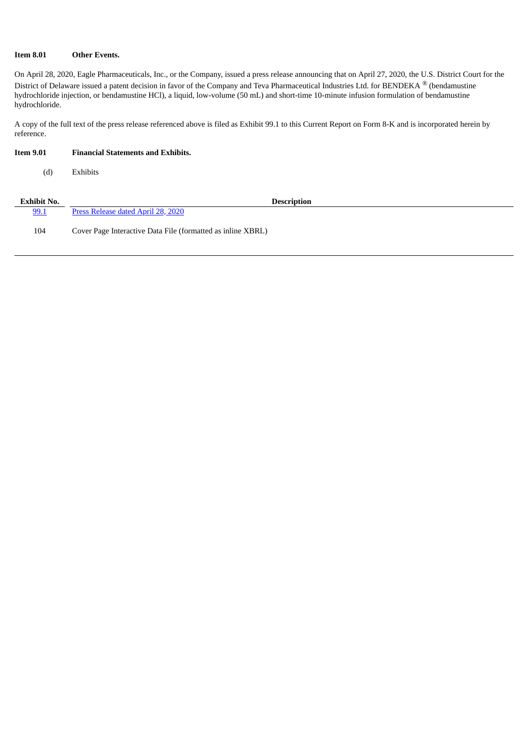**Item 8.01 Other Events.**

On April 28, 2020, Eagle Pharmaceuticals, Inc., or the Company, issued a press release announcing that on April 27, 2020, the U.S. District Court for the District of Delaware issued a patent decision in favor of the Company and Teva Pharmaceutical Industries Ltd. for BENDEKA ® (bendamustine hydrochloride injection, or bendamustine HCl), a liquid, low-volume (50 mL) and short-time 10-minute infusion formulation of bendamustine hydrochloride.

A copy of the full text of the press release referenced above is filed as Exhibit 99.1 to this Current Report on Form 8-K and is incorporated herein by reference.

**Item 9.01 Financial Statements and Exhibits.**

(d) Exhibits

| Exhibit No. | Description |
|---|---|
| 99.1 | Press Release dated April 28, 2020 |
| 104 | Cover Page Interactive Data File (formatted as inline XBRL) |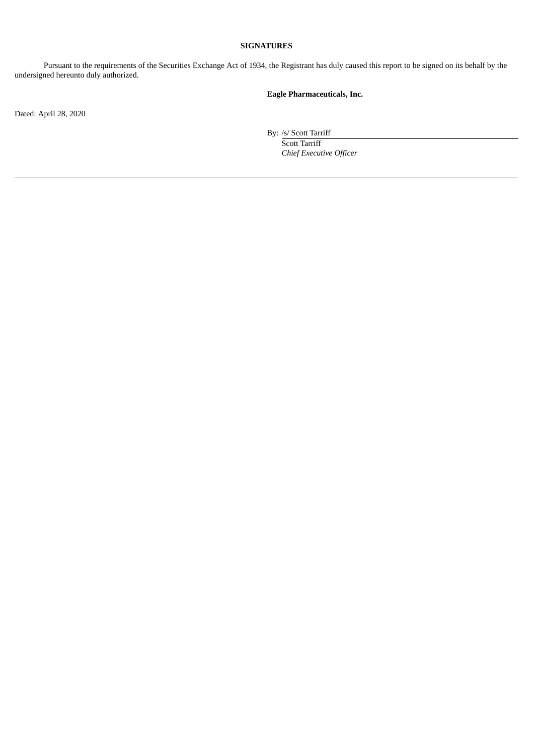**SIGNATURES**

Pursuant to the requirements of the Securities Exchange Act of 1934, the Registrant has duly caused this report to be signed on its behalf by the undersigned hereunto duly authorized.

**Eagle Pharmaceuticals, Inc.**

Dated: April 28, 2020

By: /s/ Scott Tarriff

Scott Tarriff

*Chief Executive Officer*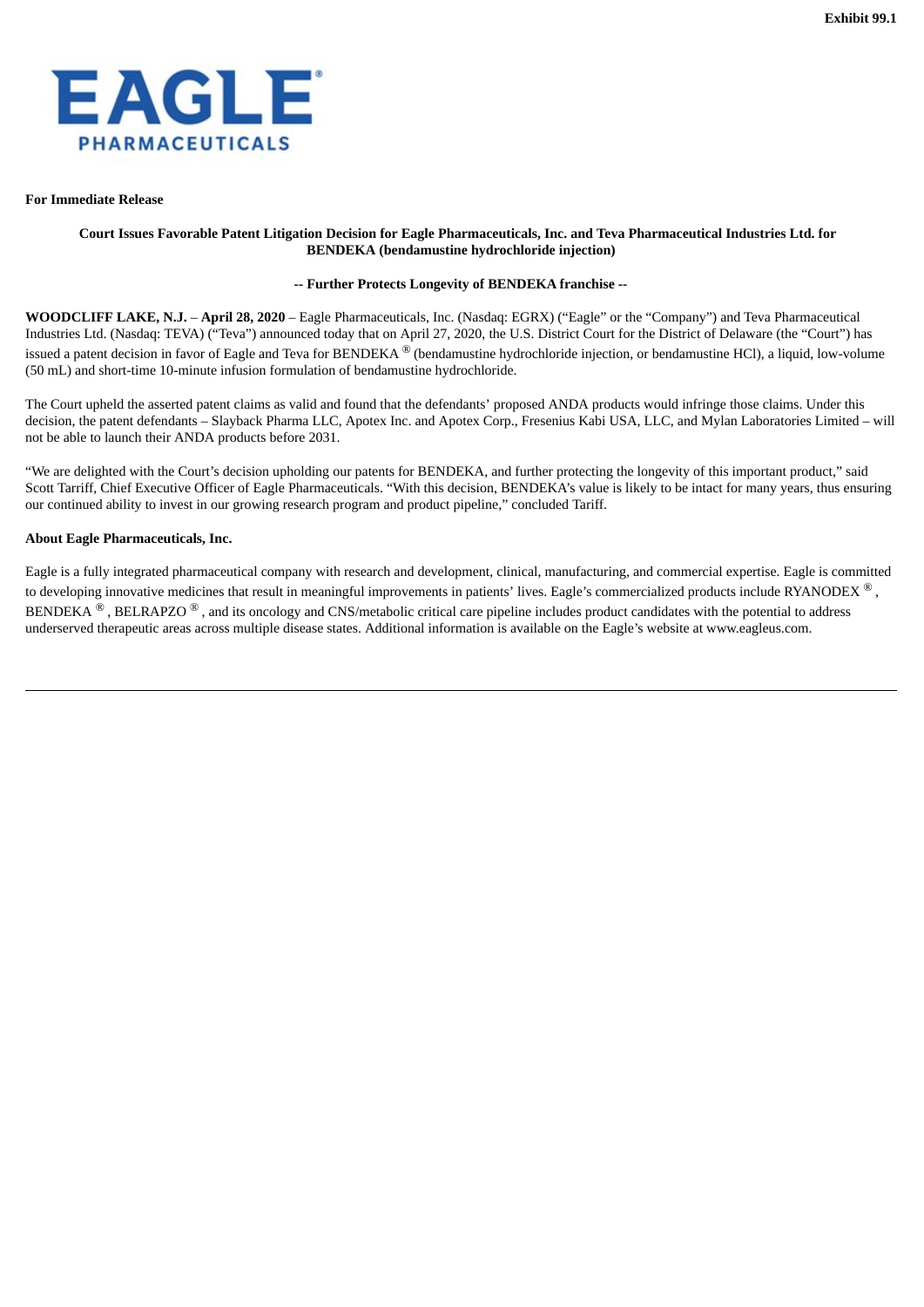Exhibit 99.1

**For Immediate Release**

**Court Issues Favorable Patent Litigation Decision for Eagle Pharmaceuticals, Inc. and Teva Pharmaceutical Industries Ltd. for BENDEKA (bendamustine hydrochloride injection)**

**-- Further Protects Longevity of BENDEKA franchise --**

**WOODCLIFF LAKE, N.J.** – **April 28, 2020** – Eagle Pharmaceuticals, Inc. (Nasdaq: EGRX) ("Eagle" or the "Company") and Teva Pharmaceutical Industries Ltd. (Nasdaq: TEVA) ("Teva") announced today that on April 27, 2020, the U.S. District Court for the District of Delaware (the "Court") has issued a patent decision in favor of Eagle and Teva for BENDEKA ® (bendamustine hydrochloride injection, or bendamustine HCl), a liquid, low-volume (50 mL) and short-time 10-minute infusion formulation of bendamustine hydrochloride.

The Court upheld the asserted patent claims as valid and found that the defendants' proposed ANDA products would infringe those claims. Under this decision, the patent defendants – Slayback Pharma LLC, Apotex Inc. and Apotex Corp., Fresenius Kabi USA, LLC, and Mylan Laboratories Limited – will not be able to launch their ANDA products before 2031.

"We are delighted with the Court's decision upholding our patents for BENDEKA, and further protecting the longevity of this important product," said Scott Tarriff, Chief Executive Officer of Eagle Pharmaceuticals. "With this decision, BENDEKA's value is likely to be intact for many years, thus ensuring our continued ability to invest in our growing research program and product pipeline," concluded Tariff.

**About Eagle Pharmaceuticals, Inc.**

Eagle is a fully integrated pharmaceutical company with research and development, clinical, manufacturing, and commercial expertise. Eagle is committed to developing innovative medicines that result in meaningful improvements in patients' lives. Eagle's commercialized products include RYANODEX ®, BENDEKA ®, BELRAPZO ®, and its oncology and CNS/metabolic critical care pipeline includes product candidates with the potential to address underserved therapeutic areas across multiple disease states. Additional information is available on the Eagle's website at www.eagleus.com.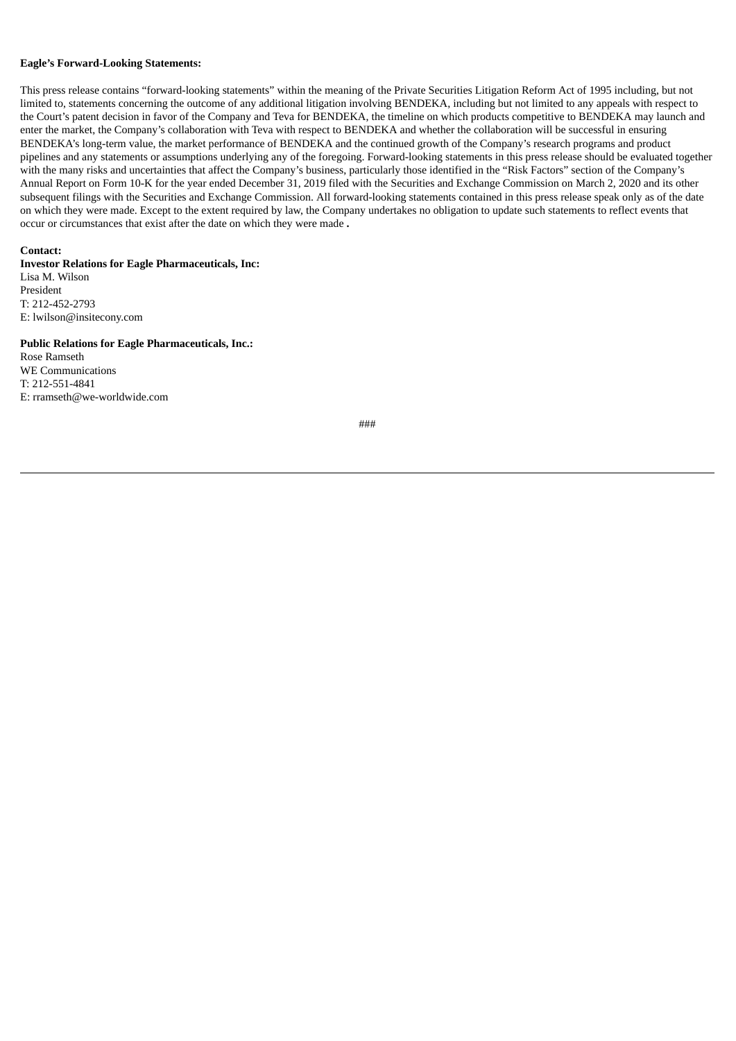**Eagle's Forward-Looking Statements:**

This press release contains "forward-looking statements" within the meaning of the Private Securities Litigation Reform Act of 1995 including, but not limited to, statements concerning the outcome of any additional litigation involving BENDEKA, including but not limited to any appeals with respect to the Court's patent decision in favor of the Company and Teva for BENDEKA, the timeline on which products competitive to BENDEKA may launch and enter the market, the Company's collaboration with Teva with respect to BENDEKA and whether the collaboration will be successful in ensuring BENDEKA's long-term value, the market performance of BENDEKA and the continued growth of the Company's research programs and product pipelines and any statements or assumptions underlying any of the foregoing. Forward-looking statements in this press release should be evaluated together with the many risks and uncertainties that affect the Company's business, particularly those identified in the "Risk Factors" section of the Company's Annual Report on Form 10-K for the year ended December 31, 2019 filed with the Securities and Exchange Commission on March 2, 2020 and its other subsequent filings with the Securities and Exchange Commission. All forward-looking statements contained in this press release speak only as of the date on which they were made. Except to the extent required by law, the Company undertakes no obligation to update such statements to reflect events that occur or circumstances that exist after the date on which they were made **.**

**Contact:**
**Investor Relations for Eagle Pharmaceuticals, Inc:**
Lisa M. Wilson
President
T: 212-452-2793
E: lwilson@insitecony.com

**Public Relations for Eagle Pharmaceuticals, Inc.:**
Rose Ramseth
WE Communications
T: 212-551-4841
E: rramseth@we-worldwide.com

###